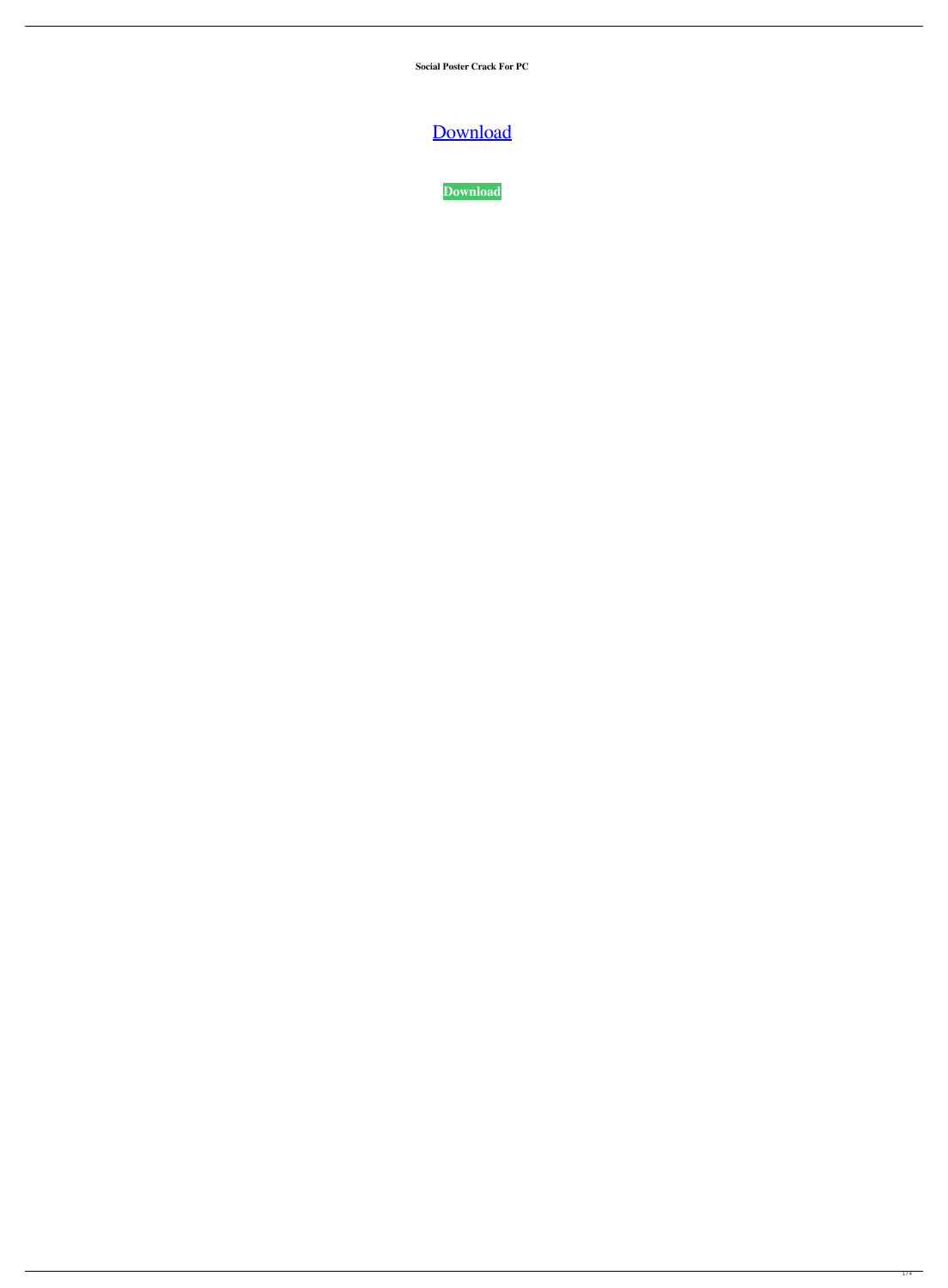**Social Poster Crack For PC**

Download

**Download**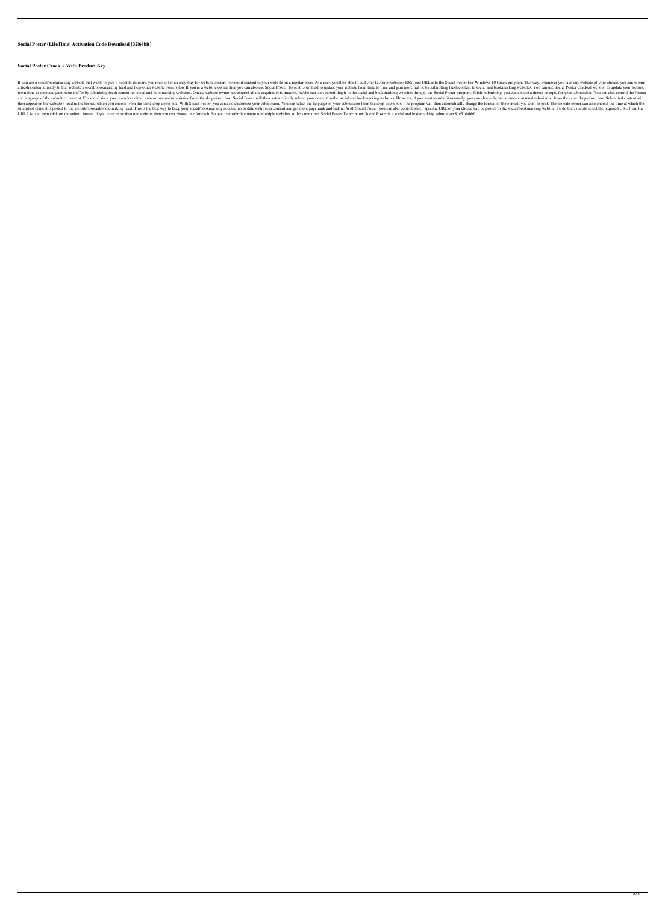**Social Poster (LifeTime) Activation Code Download [32|64bit]**

**Social Poster Crack + With Product Key**

If you are a social/bookmarking website that wants to give a boost to its users, you must offer an easy way for website owners to submit content to your website on a regular basis. As a user, you'll be able to add your favorite website's RSS feed URL into the Social Poster For Windows 10 Crack program. This way, whenever you visit any website of your choice, you can submit a fresh content directly to that website's social/bookmarking feed and help other website owners too. If you're a website owner then you can also use Social Poster Torrent Download to update your website from time to time and gain more traffic by submitting fresh content to social and bookmarking websites. You can use Social Poster Cracked Version to update your website from time to time and gain more traffic by submitting fresh content to social and bookmarking websites. Once a website owner has entered all the required information, he/she can start submitting it to the social and bookmarking websites through the Social Poster program. While submitting, you can choose a theme or topic for your submission. You can also control the format and language of the submitted content. For social sites, you can select either auto or manual submission from the drop down box. Social Poster will then automatically submit your content to the social and bookmarking websites. However, if you want to submit manually, you can choose between auto or manual submission from the same drop down box. Submitted content will then appear on the website's feed in the format which you choose from the same drop down box. With Social Poster, you can also customize your submission. You can select the language of your submission from the drop down box. The program will then automatically change the format of the content you want to post. The website owner can also choose the time at which the submitted content is posted to the website's social/bookmarking feed. This is the best way to keep your social/bookmarking account up to date with fresh content and get more page rank and traffic. With Social Poster, you can also control which specific URL of your choice will be posted to the social/bookmarking website. To do that, simply select the required URL from the URL List and then click on the submit button. If you have more than one website then you can choose one for each. So, you can submit content to multiple websites at the same time. Social Poster Description: Social Poster is a social and bookmarking submission 81e310abbf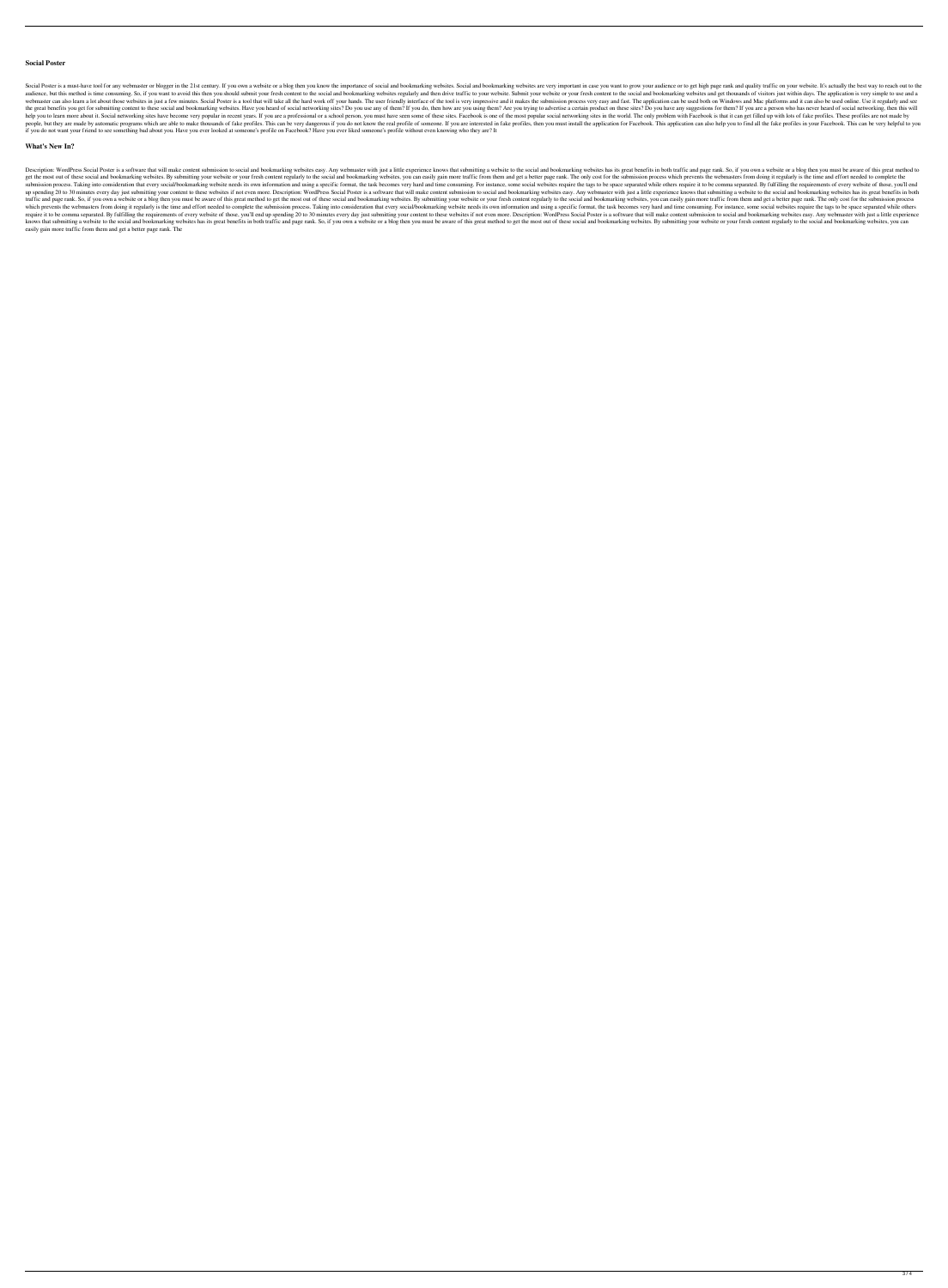## Social Poster

Social Poster is a must-have tool for any webmaster or blogger in the 21st century. If you own a website or a blog then you know the importance of social and bookmarking websites. Social and bookmarking websites are very important in case you want to grow your audience or to get high page rank and quality traffic on your website. It's actually the best way to reach out to the audience, but this method is time consuming. So, if you want to avoid this then you should submit your fresh content to the social and bookmarking websites regularly and then drive traffic to your website. Submit your website or your fresh content to the social and bookmarking websites and get thousands of visitors just within days. The application is very simple to use and a webmaster can also learn a lot about those websites in just a few minutes. Social Poster is a tool that will take all the hard work off your hands. The user friendly interface of the tool is very impressive and it makes the submission process very easy and fast. The application can be used both on Windows and Mac platforms and it can also be used online. Use it regularly and see the great benefits you get for submitting content to these social and bookmarking websites. Have you heard of social networking sites? Do you use any of them? If you do, then how are you using them? Are you trying to advertise a certain product on these sites? Do you have any suggestions for them? If you are a person who has never heard of social networking, then this will help you to learn more about it. Social networking sites have become very popular in recent years. If you are a professional or a school person, you must have seen some of these sites. Facebook is one of the most popular social networking sites in the world. The only problem with Facebook is that it can get filled up with lots of fake profiles. These profiles are not made by people, but they are made by automatic programs which are able to make thousands of fake profiles. This can be very dangerous if you do not know the real profile of someone. If you are interested in fake profiles, then you must install the application for Facebook. This application can also help you to find all the fake profiles in your Facebook. This can be very helpful to you if you do not want your friend to see something bad about you. Have you ever looked at someone's profile on Facebook? Have you ever liked someone's profile without even knowing who they are? It

## What's New In?

Description: WordPress Social Poster is a software that will make content submission to social and bookmarking websites easy. Any webmaster with just a little experience knows that submitting a website to the social and bookmarking websites has its great benefits in both traffic and page rank. So, if you own a website or a blog then you must be aware of this great method to get the most out of these social and bookmarking websites. By submitting your website or your fresh content regularly to the social and bookmarking websites, you can easily gain more traffic from them and get a better page rank. The only cost for the submission process which prevents the webmasters from doing it regularly is the time and effort needed to complete the submission process. Taking into consideration that every social/bookmarking website needs its own information and using a specific format, the task becomes very hard and time consuming. For instance, some social websites require the tags to be space separated while others require it to be comma separated. By fulfilling the requirements of every website of those, you'll end up spending 20 to 30 minutes every day just submitting your content to these websites if not even more. Description: WordPress Social Poster is a software that will make content submission to social and bookmarking websites easy. Any webmaster with just a little experience knows that submitting a website to the social and bookmarking websites has its great benefits in both traffic and page rank. So, if you own a website or a blog then you must be aware of this great method to get the most out of these social and bookmarking websites. By submitting your website or your fresh content regularly to the social and bookmarking websites, you can easily gain more traffic from them and get a better page rank. The only cost for the submission process which prevents the webmasters from doing it regularly is the time and effort needed to complete the submission process. Taking into consideration that every social/bookmarking website needs its own information and using a specific format, the task becomes very hard and time consuming. For instance, some social websites require the tags to be space separated while others require it to be comma separated. By fulfilling the requirements of every website of those, you'll end up spending 20 to 30 minutes every day just submitting your content to these websites if not even more. Description: WordPress Social Poster is a software that will make content submission to social and bookmarking websites easy. Any webmaster with just a little experience knows that submitting a website to the social and bookmarking websites has its great benefits in both traffic and page rank. So, if you own a website or a blog then you must be aware of this great method to get the most out of these social and bookmarking websites. By submitting your website or your fresh content regularly to the social and bookmarking websites, you can easily gain more traffic from them and get a better page rank. The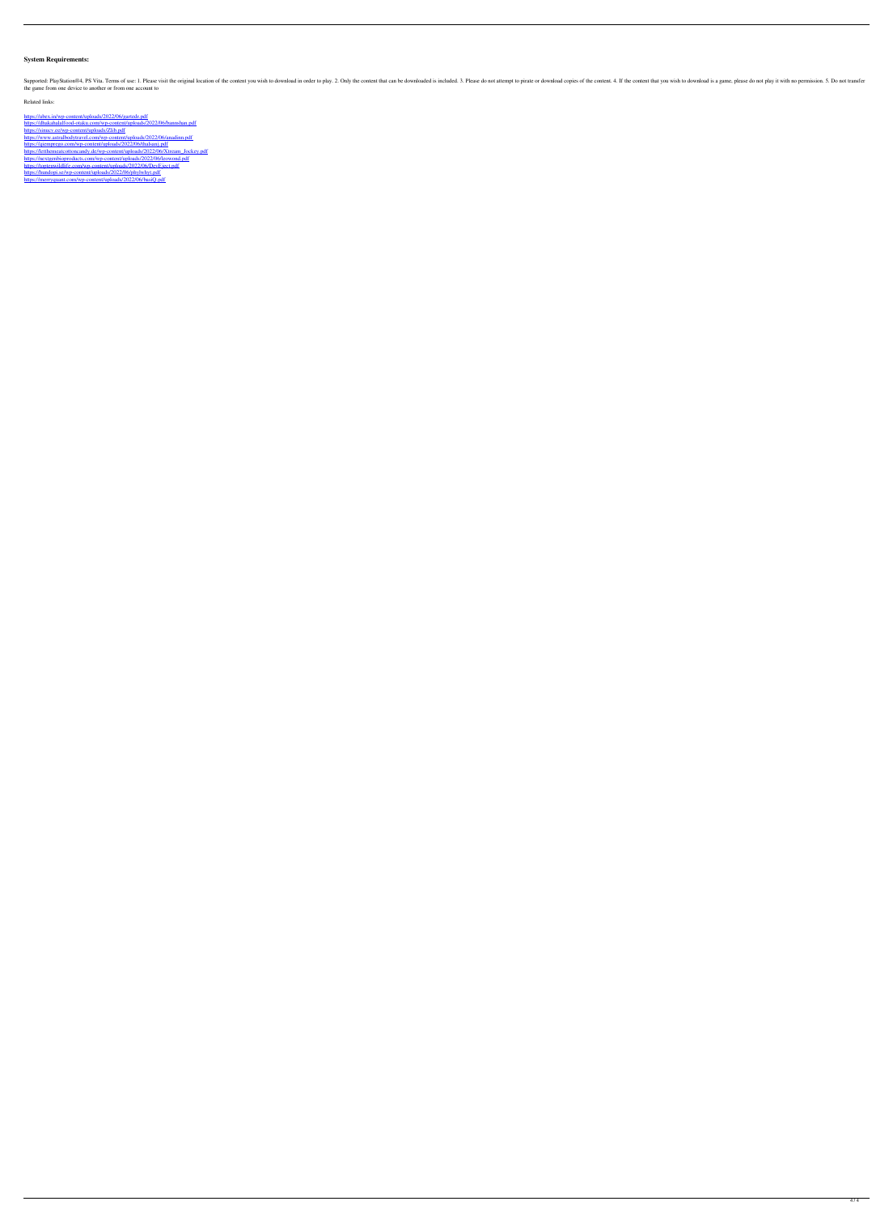**System Requirements:**

Supported: PlayStation®4, PS Vita. Terms of use: 1. Please visit the original location of the content you wish to download in order to play. 2. Only the content that can be downloaded is included. 3. Please do not attempt to pirate or download copies of the content. 4. If the content that you wish to download is a game, please do not play it with no permission. 5. Do not transfer the game from one device to another or from one account to

Related links:

https://ubex.in/wp-content/uploads/2022/06/zaritelr.pdf
https://dhakahalalfood-otaku.com/wp-content/uploads/2022/06/bannshan.pdf
https://sinucy.cz/wp-content/uploads/Zlib.pdf
https://www.astralbodytravel.com/wp-content/uploads/2022/06/analinn.pdf
https://qeezmeat.com/wp-content/uploads/2022/06/thabany.pdf
https://letthemeatcottoncandy.de/wp-content/uploads/2022/06/Xinmam_Jockey.pdf
https://nextgenbioproducts.com/wp-content/uploads/2022/06/leowend.pdf
https://toptenwildlife.com/wp-content/uploads/2022/06/DevExec.pdf
https://hundopi.se/wp-content/uploads/2022/06/phybwhyt.pdf
https://merryquant.com/wp-content/uploads/2022/06/basiQ.pdf